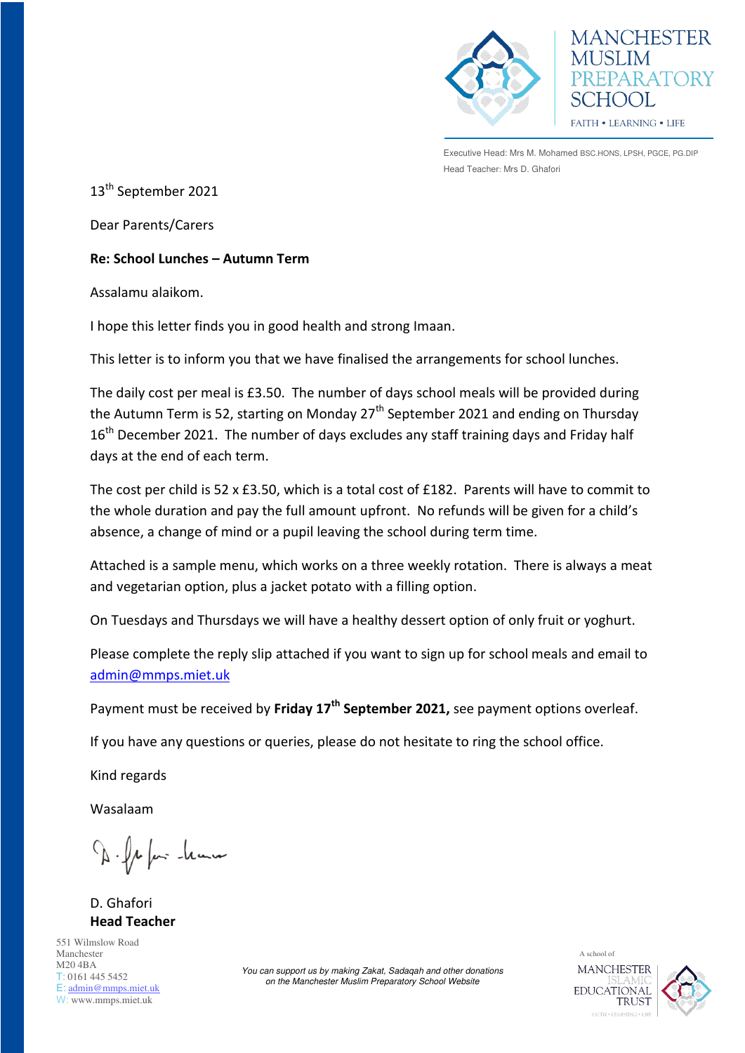MANCHESTER MUSLIM PREPARATORY SCHOOL

FAITH • LEARNING • LIFE

Executive Head: Mrs M. Mohamed BSC.HONS, LPSH, PGCE, PG.DIP
Head Teacher: Mrs D. Ghafori

13th September 2021

Dear Parents/Carers

**Re: School Lunches – Autumn Term**

Assalamu alaikom.

I hope this letter finds you in good health and strong Imaan.

This letter is to inform you that we have finalised the arrangements for school lunches.

The daily cost per meal is £3.50. The number of days school meals will be provided during the Autumn Term is 52, starting on Monday 27th September 2021 and ending on Thursday 16th December 2021. The number of days excludes any staff training days and Friday half days at the end of each term.

The cost per child is 52 x £3.50, which is a total cost of £182. Parents will have to commit to the whole duration and pay the full amount upfront. No refunds will be given for a child's absence, a change of mind or a pupil leaving the school during term time.

Attached is a sample menu, which works on a three weekly rotation. There is always a meat and vegetarian option, plus a jacket potato with a filling option.

On Tuesdays and Thursdays we will have a healthy dessert option of only fruit or yoghurt.

Please complete the reply slip attached if you want to sign up for school meals and email to [admin@mmps.miet.uk](mailto:admin@mmps.miet.uk)

Payment must be received by **Friday 17th September 2021,** see payment options overleaf.

If you have any questions or queries, please do not hesitate to ring the school office.

Kind regards

Wasalaam

D. Ghafori
**Head Teacher**

551 Wilmslow Road
Manchester
M20 4BA
T: 0161 445 5452
E: admin@mmps.miet.uk
W: www.mmps.miet.uk

*You can support us by making Zakat, Sadaqah and other donations on the Manchester Muslim Preparatory School Website*

A school of MANCHESTER ISLAMIC EDUCATIONAL TRUST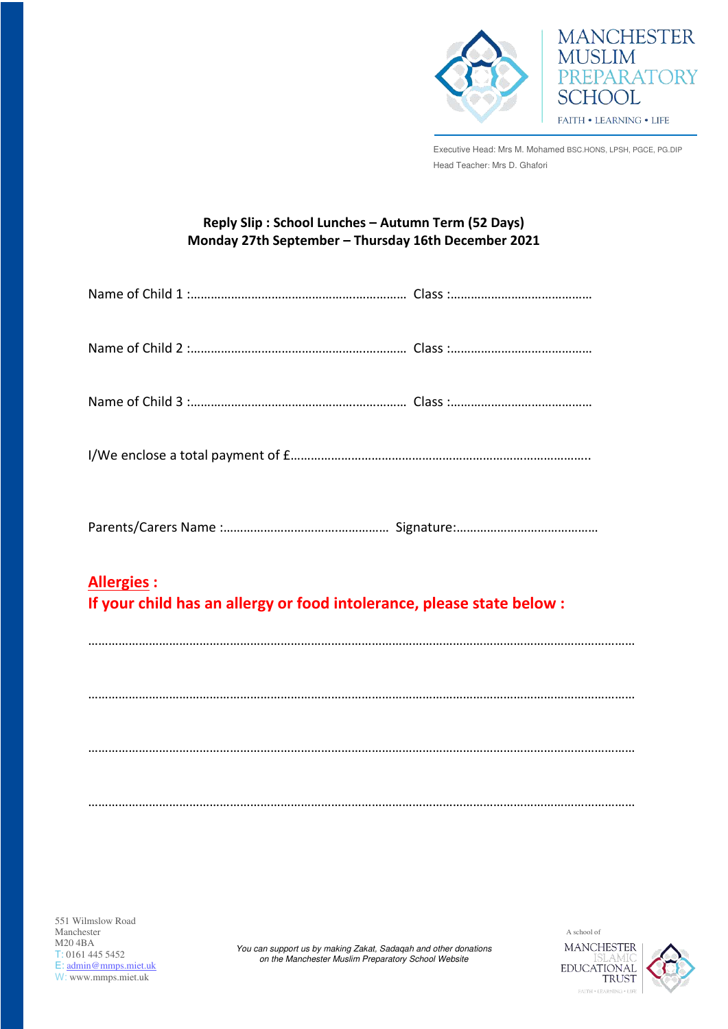MANCHESTER MUSLIM PREPARATORY SCHOOL

FAITH • LEARNING • LIFE

Executive Head: Mrs M. Mohamed BSC.HONS, LPSH, PGCE, PG.DIP

Head Teacher: Mrs D. Ghafori

**Reply Slip : School Lunches – Autumn Term (52 Days)**
**Monday 27th September – Thursday 16th December 2021**

Name of Child 1 :………………………………………………………. Class :……………………………………

Name of Child 2 :………………………………………………………. Class :……………………………………

Name of Child 3 :………………………………………………………. Class :……………………………………

I/We enclose a total payment of £……………………………………………………………………………..

Parents/Carers Name :………………………………………… Signature:……………………………………

**Allergies :**
**If your child has an allergy or food intolerance, please state below :**

……………………………………………………………………………………………………………………………………

……………………………………………………………………………………………………………………………………

……………………………………………………………………………………………………………………………………

……………………………………………………………………………………………………………………………………

551 Wilmslow Road
Manchester
M20 4BA
T: 0161 445 5452
E: admin@mmps.miet.uk
W: www.mmps.miet.uk

*You can support us by making Zakat, Sadaqah and other donations on the Manchester Muslim Preparatory School Website*

A school of MANCHESTER ISLAMIC EDUCATIONAL TRUST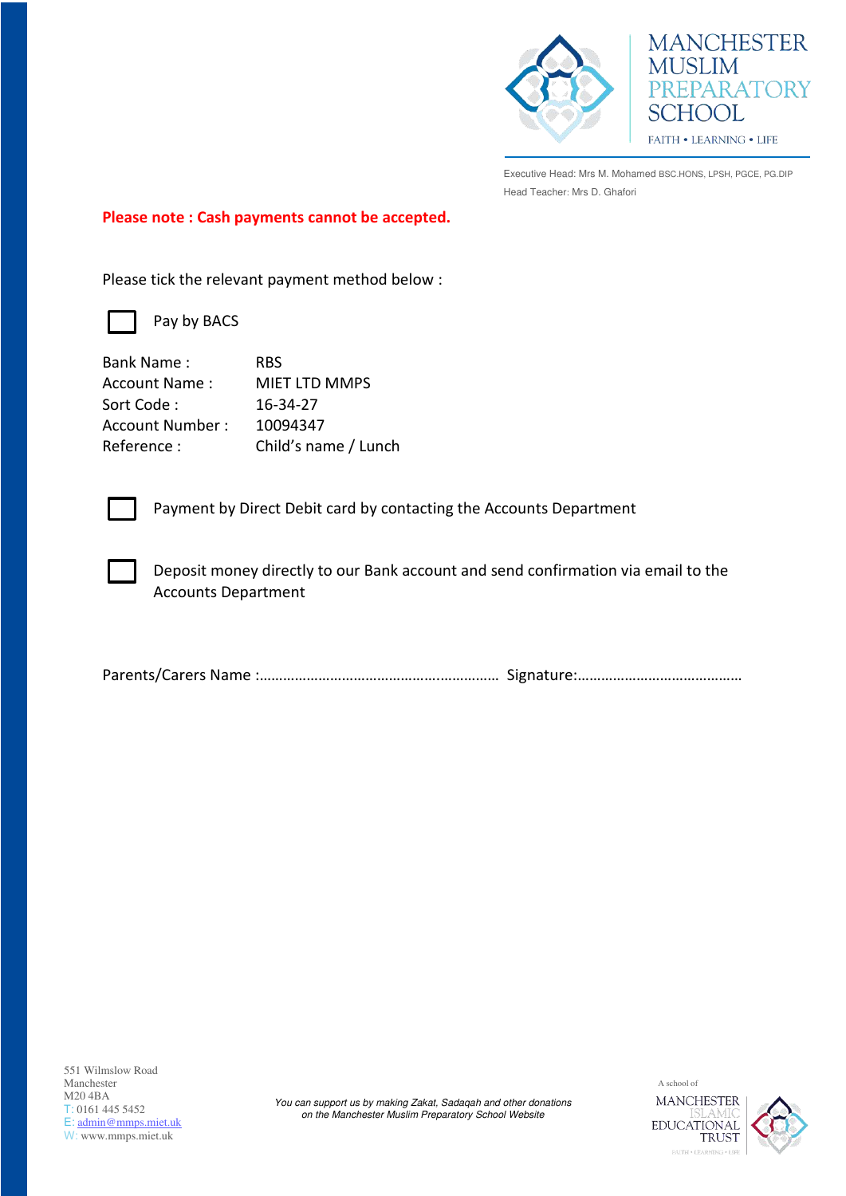MANCHESTER MUSLIM PREPARATORY SCHOOL

FAITH • LEARNING • LIFE

Executive Head: Mrs M. Mohamed BSC.HONS, LPSH, PGCE, PG.DIP

Head Teacher: Mrs D. Ghafori

**Please note : Cash payments cannot be accepted.**

Please tick the relevant payment method below :

☐ Pay by BACS

| | |
|---|---|
| Bank Name : | RBS |
| Account Name : | MIET LTD MMPS |
| Sort Code : | 16-34-27 |
| Account Number : | 10094347 |
| Reference : | Child's name / Lunch |

☐ Payment by Direct Debit card by contacting the Accounts Department

☐ Deposit money directly to our Bank account and send confirmation via email to the Accounts Department

Parents/Carers Name :…………………………………………………… Signature:……………………………………

551 Wilmslow Road
Manchester
M20 4BA
T: 0161 445 5452
E: admin@mmps.miet.uk
W: www.mmps.miet.uk

*You can support us by making Zakat, Sadaqah and other donations on the Manchester Muslim Preparatory School Website*

A school of MANCHESTER ISLAMIC EDUCATIONAL TRUST

FAITH • LEARNING • LIFE